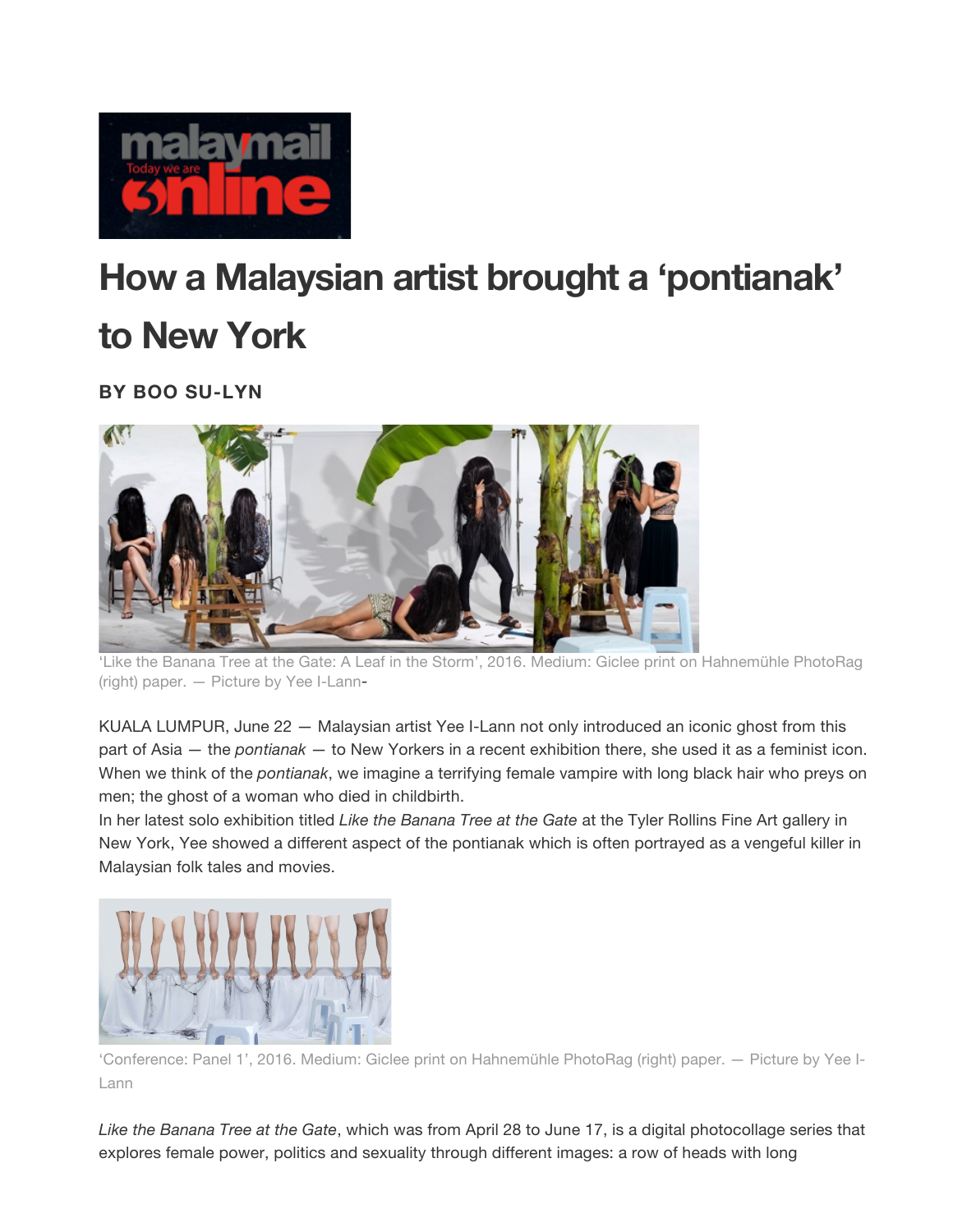# How a Malaysian artist brought a 'pontianak' to New York

### BY BOO SU-LYN

'Like the Banana Tree at the Gate: A Leaf in the Storm', 2016. Medium: Giclee print on Hahnemühle PhotoRag (right) paper. — Picture by Yee I-Lann-

KUALA LUMPUR, June 22 — Malaysian artist Yee I-Lann not only introduced an iconic ghost from this part of Asia — the *pontianak* — to New Yorkers in a recent exhibition there, she used it as a feminist icon. When we think of the *pontianak*, we imagine a terrifying female vampire with long black hair who preys on men; the ghost of a woman who died in childbirth.

In her latest solo exhibition titled *Like the Banana Tree at the Gate* at the Tyler Rollins Fine Art gallery in New York, Yee showed a different aspect of the pontianak which is often portrayed as a vengeful killer in Malaysian folk tales and movies.

'Conference: Panel 1', 2016. Medium: Giclee print on Hahnemühle PhotoRag (right) paper. — Picture by Yee I-Lann

*Like the Banana Tree at the Gate*, which was from April 28 to June 17, is a digital photocollage series that explores female power, politics and sexuality through different images: a row of heads with long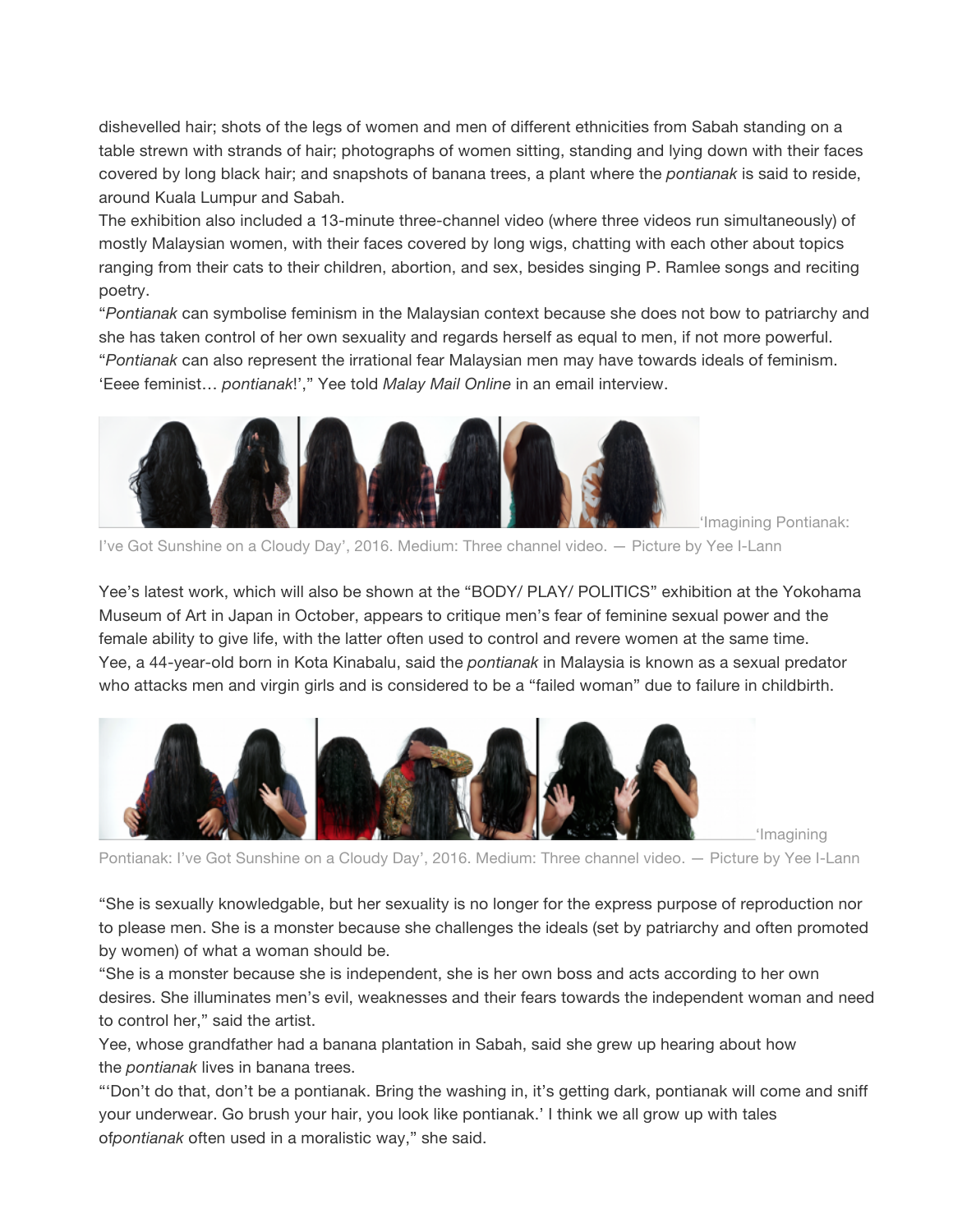dishevelled hair; shots of the legs of women and men of different ethnicities from Sabah standing on a table strewn with strands of hair; photographs of women sitting, standing and lying down with their faces covered by long black hair; and snapshots of banana trees, a plant where the *pontianak* is said to reside, around Kuala Lumpur and Sabah.

The exhibition also included a 13-minute three-channel video (where three videos run simultaneously) of mostly Malaysian women, with their faces covered by long wigs, chatting with each other about topics ranging from their cats to their children, abortion, and sex, besides singing P. Ramlee songs and reciting poetry.

"*Pontianak* can symbolise feminism in the Malaysian context because she does not bow to patriarchy and she has taken control of her own sexuality and regards herself as equal to men, if not more powerful.

"*Pontianak* can also represent the irrational fear Malaysian men may have towards ideals of feminism. 'Eeee feminist… *pontianak*!'," Yee told *Malay Mail Online* in an email interview.

'Imagining Pontianak: I've Got Sunshine on a Cloudy Day', 2016. Medium: Three channel video. — Picture by Yee I-Lann

Yee's latest work, which will also be shown at the "BODY/ PLAY/ POLITICS" exhibition at the Yokohama Museum of Art in Japan in October, appears to critique men's fear of feminine sexual power and the female ability to give life, with the latter often used to control and revere women at the same time.

Yee, a 44-year-old born in Kota Kinabalu, said the *pontianak* in Malaysia is known as a sexual predator who attacks men and virgin girls and is considered to be a "failed woman" due to failure in childbirth.

'Imagining Pontianak: I've Got Sunshine on a Cloudy Day', 2016. Medium: Three channel video. — Picture by Yee I-Lann

"She is sexually knowledgable, but her sexuality is no longer for the express purpose of reproduction nor to please men. She is a monster because she challenges the ideals (set by patriarchy and often promoted by women) of what a woman should be.

"She is a monster because she is independent, she is her own boss and acts according to her own desires. She illuminates men's evil, weaknesses and their fears towards the independent woman and need to control her," said the artist.

Yee, whose grandfather had a banana plantation in Sabah, said she grew up hearing about how the *pontianak* lives in banana trees.

"'Don't do that, don't be a pontianak. Bring the washing in, it's getting dark, pontianak will come and sniff your underwear. Go brush your hair, you look like pontianak.' I think we all grow up with tales of*pontianak* often used in a moralistic way," she said.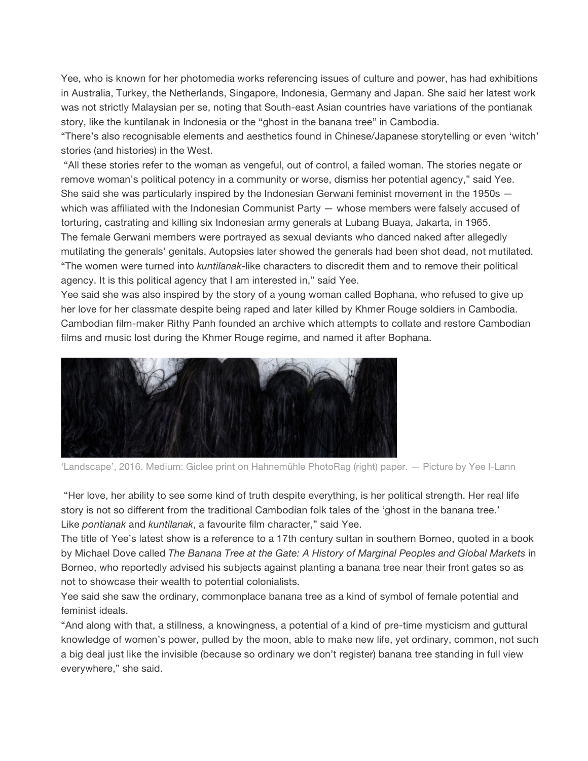Yee, who is known for her photomedia works referencing issues of culture and power, has had exhibitions in Australia, Turkey, the Netherlands, Singapore, Indonesia, Germany and Japan. She said her latest work was not strictly Malaysian per se, noting that South-east Asian countries have variations of the pontianak story, like the kuntilanak in Indonesia or the "ghost in the banana tree" in Cambodia.

"There's also recognisable elements and aesthetics found in Chinese/Japanese storytelling or even 'witch' stories (and histories) in the West.

"All these stories refer to the woman as vengeful, out of control, a failed woman. The stories negate or remove woman's political potency in a community or worse, dismiss her potential agency," said Yee.

She said she was particularly inspired by the Indonesian Gerwani feminist movement in the 1950s — which was affiliated with the Indonesian Communist Party — whose members were falsely accused of torturing, castrating and killing six Indonesian army generals at Lubang Buaya, Jakarta, in 1965.

The female Gerwani members were portrayed as sexual deviants who danced naked after allegedly mutilating the generals' genitals. Autopsies later showed the generals had been shot dead, not mutilated.

"The women were turned into *kuntilanak*-like characters to discredit them and to remove their political agency. It is this political agency that I am interested in," said Yee.

Yee said she was also inspired by the story of a young woman called Bophana, who refused to give up her love for her classmate despite being raped and later killed by Khmer Rouge soldiers in Cambodia. Cambodian film-maker Rithy Panh founded an archive which attempts to collate and restore Cambodian films and music lost during the Khmer Rouge regime, and named it after Bophana.

'Landscape', 2016. Medium: Giclee print on Hahnemühle PhotoRag (right) paper. — Picture by Yee I-Lann

"Her love, her ability to see some kind of truth despite everything, is her political strength. Her real life story is not so different from the traditional Cambodian folk tales of the 'ghost in the banana tree.' Like *pontianak* and *kuntilanak*, a favourite film character," said Yee.

The title of Yee's latest show is a reference to a 17th century sultan in southern Borneo, quoted in a book by Michael Dove called *The Banana Tree at the Gate: A History of Marginal Peoples and Global Markets* in Borneo, who reportedly advised his subjects against planting a banana tree near their front gates so as not to showcase their wealth to potential colonialists.

Yee said she saw the ordinary, commonplace banana tree as a kind of symbol of female potential and feminist ideals.

"And along with that, a stillness, a knowingness, a potential of a kind of pre-time mysticism and guttural knowledge of women's power, pulled by the moon, able to make new life, yet ordinary, common, not such a big deal just like the invisible (because so ordinary we don't register) banana tree standing in full view everywhere," she said.